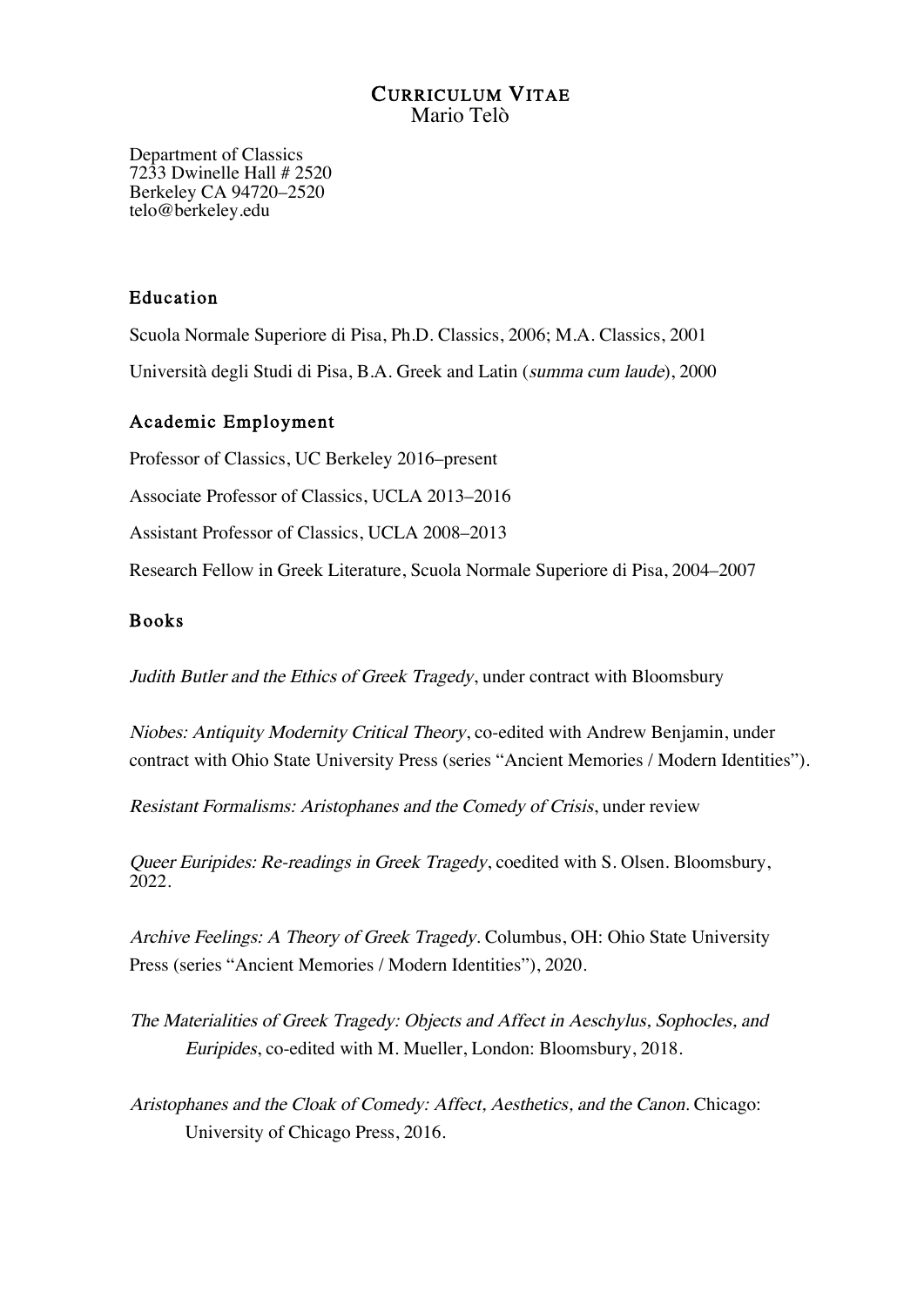# CURRICULUM VITAE

Mario Telò

Department of Classics
7233 Dwinelle Hall # 2520
Berkeley CA 94720–2520
telo@berkeley.edu

## Education

Scuola Normale Superiore di Pisa, Ph.D. Classics, 2006; M.A. Classics, 2001

Università degli Studi di Pisa, B.A. Greek and Latin (*summa cum laude*), 2000

## Academic Employment

Professor of Classics, UC Berkeley 2016–present

Associate Professor of Classics, UCLA 2013–2016

Assistant Professor of Classics, UCLA 2008–2013

Research Fellow in Greek Literature, Scuola Normale Superiore di Pisa, 2004–2007

## Books

*Judith Butler and the Ethics of Greek Tragedy*, under contract with Bloomsbury

*Niobes: Antiquity Modernity Critical Theory*, co-edited with Andrew Benjamin, under contract with Ohio State University Press (series "Ancient Memories / Modern Identities").

*Resistant Formalisms: Aristophanes and the Comedy of Crisis*, under review

*Queer Euripides: Re-readings in Greek Tragedy*, coedited with S. Olsen. Bloomsbury, 2022.

*Archive Feelings: A Theory of Greek Tragedy*. Columbus, OH: Ohio State University Press (series "Ancient Memories / Modern Identities"), 2020.

*The Materialities of Greek Tragedy: Objects and Affect in Aeschylus, Sophocles, and Euripides*, co-edited with M. Mueller, London: Bloomsbury, 2018.

*Aristophanes and the Cloak of Comedy: Affect, Aesthetics, and the Canon*. Chicago: University of Chicago Press, 2016.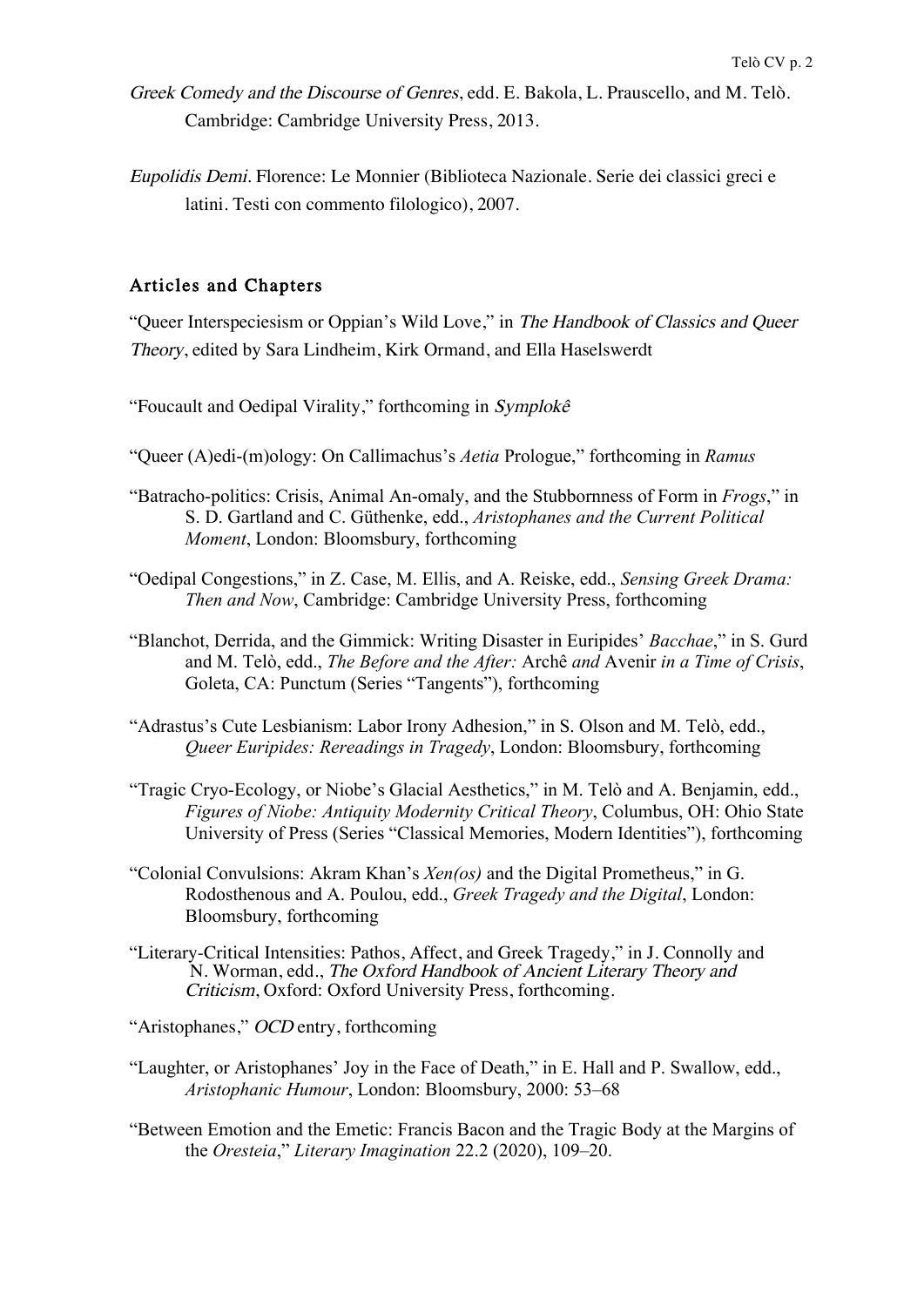*Greek Comedy and the Discourse of Genres*, edd. E. Bakola, L. Prauscello, and M. Telò. Cambridge: Cambridge University Press, 2013.

*Eupolidis Demi*. Florence: Le Monnier (Biblioteca Nazionale. Serie dei classici greci e latini. Testi con commento filologico), 2007.

## Articles and Chapters

"Queer Interspeciesism or Oppian's Wild Love," in *The Handbook of Classics and Queer Theory*, edited by Sara Lindheim, Kirk Ormand, and Ella Haselswerdt

"Foucault and Oedipal Virality," forthcoming in *Symplokê*

"Queer (A)edi-(m)ology: On Callimachus's *Aetia* Prologue," forthcoming in *Ramus*

"Batracho-politics: Crisis, Animal An-omaly, and the Stubbornness of Form in *Frogs*," in S. D. Gartland and C. Güthenke, edd., *Aristophanes and the Current Political Moment*, London: Bloomsbury, forthcoming

"Oedipal Congestions," in Z. Case, M. Ellis, and A. Reiske, edd., *Sensing Greek Drama: Then and Now*, Cambridge: Cambridge University Press, forthcoming

"Blanchot, Derrida, and the Gimmick: Writing Disaster in Euripides' *Bacchae*," in S. Gurd and M. Telò, edd., *The Before and the After:* Archê *and* Avenir *in a Time of Crisis*, Goleta, CA: Punctum (Series "Tangents"), forthcoming

"Adrastus's Cute Lesbianism: Labor Irony Adhesion," in S. Olson and M. Telò, edd., *Queer Euripides: Rereadings in Tragedy*, London: Bloomsbury, forthcoming

"Tragic Cryo-Ecology, or Niobe's Glacial Aesthetics," in M. Telò and A. Benjamin, edd., *Figures of Niobe: Antiquity Modernity Critical Theory*, Columbus, OH: Ohio State University of Press (Series "Classical Memories, Modern Identities"), forthcoming

"Colonial Convulsions: Akram Khan's *Xen(os)* and the Digital Prometheus," in G. Rodosthenous and A. Poulou, edd., *Greek Tragedy and the Digital*, London: Bloomsbury, forthcoming

"Literary-Critical Intensities: Pathos, Affect, and Greek Tragedy," in J. Connolly and N. Worman, edd., *The Oxford Handbook of Ancient Literary Theory and Criticism*, Oxford: Oxford University Press, forthcoming.

"Aristophanes," *OCD* entry, forthcoming

"Laughter, or Aristophanes' Joy in the Face of Death," in E. Hall and P. Swallow, edd., *Aristophanic Humour*, London: Bloomsbury, 2000: 53–68

"Between Emotion and the Emetic: Francis Bacon and the Tragic Body at the Margins of the *Oresteia*," *Literary Imagination* 22.2 (2020), 109–20.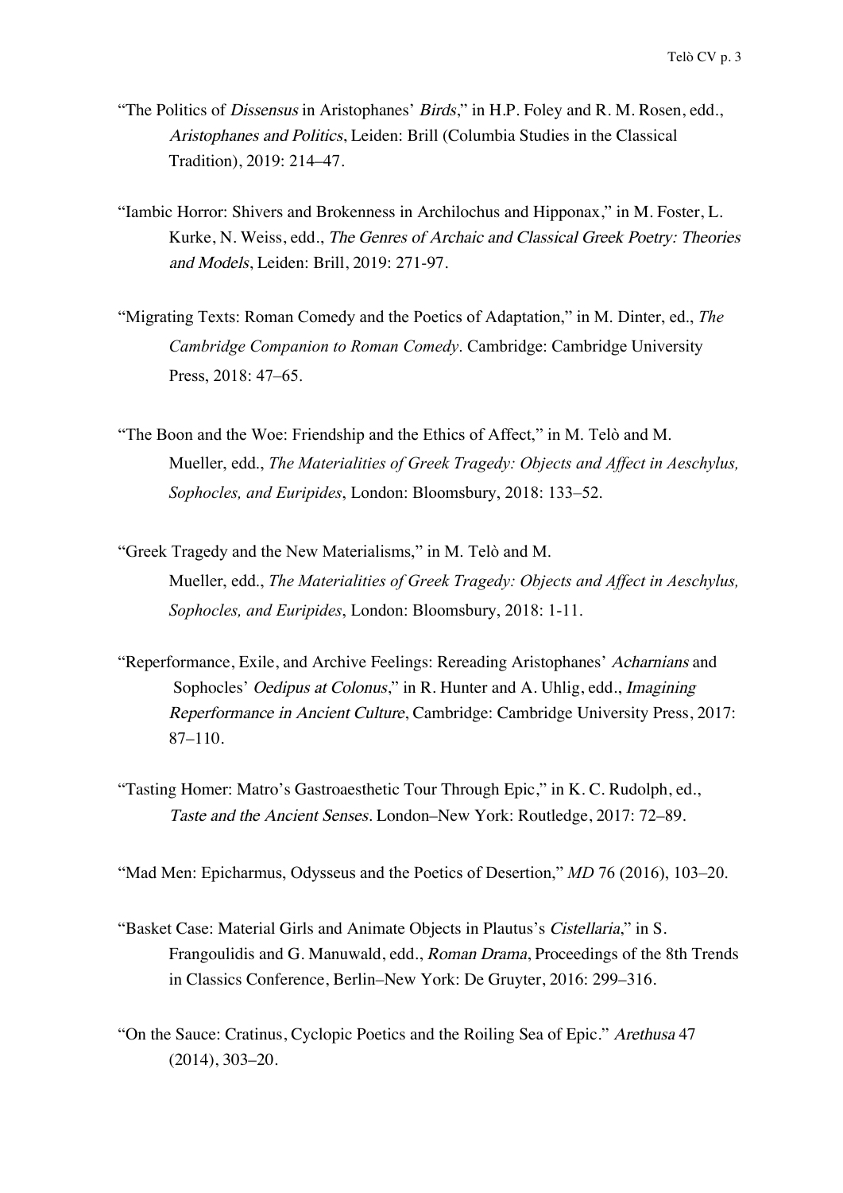"The Politics of *Dissensus* in Aristophanes' *Birds*," in H.P. Foley and R. M. Rosen, edd., *Aristophanes and Politics*, Leiden: Brill (Columbia Studies in the Classical Tradition), 2019: 214–47.

"Iambic Horror: Shivers and Brokenness in Archilochus and Hipponax," in M. Foster, L. Kurke, N. Weiss, edd., *The Genres of Archaic and Classical Greek Poetry: Theories and Models*, Leiden: Brill, 2019: 271-97.

"Migrating Texts: Roman Comedy and the Poetics of Adaptation," in M. Dinter, ed., *The Cambridge Companion to Roman Comedy*. Cambridge: Cambridge University Press, 2018: 47–65.

"The Boon and the Woe: Friendship and the Ethics of Affect," in M. Telò and M. Mueller, edd., *The Materialities of Greek Tragedy: Objects and Affect in Aeschylus, Sophocles, and Euripides*, London: Bloomsbury, 2018: 133–52.

"Greek Tragedy and the New Materialisms," in M. Telò and M. Mueller, edd., *The Materialities of Greek Tragedy: Objects and Affect in Aeschylus, Sophocles, and Euripides*, London: Bloomsbury, 2018: 1-11.

"Reperformance, Exile, and Archive Feelings: Rereading Aristophanes' *Acharnians* and Sophocles' *Oedipus at Colonus*," in R. Hunter and A. Uhlig, edd., *Imagining Reperformance in Ancient Culture*, Cambridge: Cambridge University Press, 2017: 87–110.

"Tasting Homer: Matro's Gastroaesthetic Tour Through Epic," in K. C. Rudolph, ed., *Taste and the Ancient Senses*. London–New York: Routledge, 2017: 72–89.

"Mad Men: Epicharmus, Odysseus and the Poetics of Desertion," *MD* 76 (2016), 103–20.

"Basket Case: Material Girls and Animate Objects in Plautus's *Cistellaria*," in S. Frangoulidis and G. Manuwald, edd., *Roman Drama*, Proceedings of the 8th Trends in Classics Conference, Berlin–New York: De Gruyter, 2016: 299–316.

"On the Sauce: Cratinus, Cyclopic Poetics and the Roiling Sea of Epic." *Arethusa* 47 (2014), 303–20.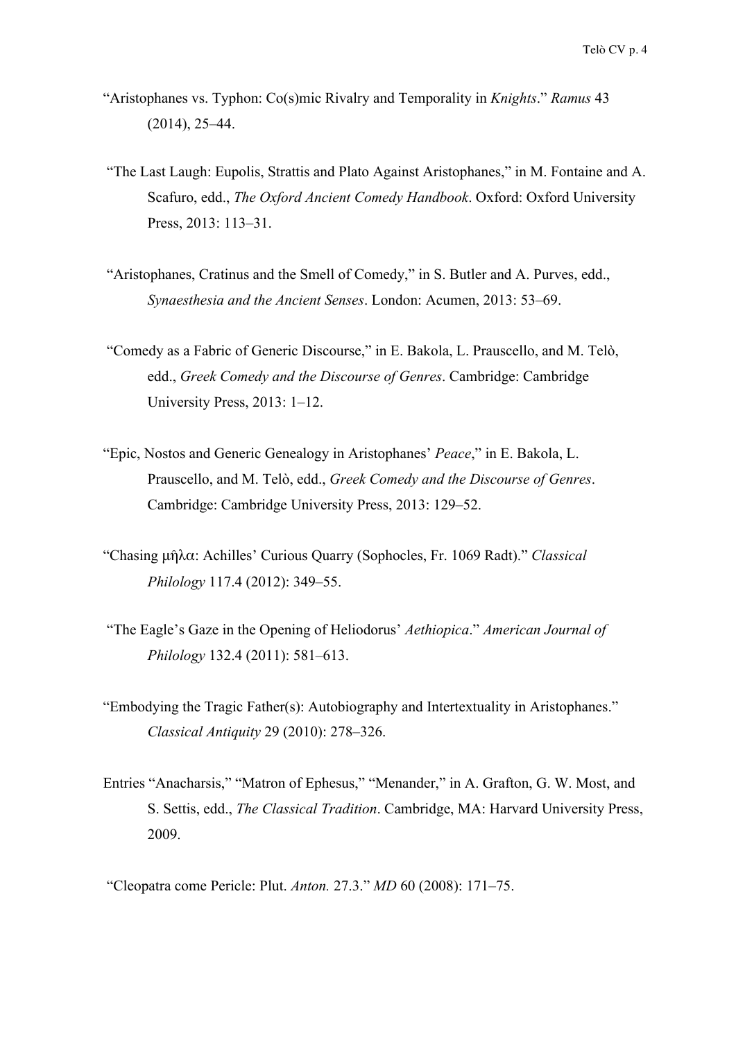"Aristophanes vs. Typhon: Co(s)mic Rivalry and Temporality in *Knights*." *Ramus* 43 (2014), 25–44.

"The Last Laugh: Eupolis, Strattis and Plato Against Aristophanes," in M. Fontaine and A. Scafuro, edd., *The Oxford Ancient Comedy Handbook*. Oxford: Oxford University Press, 2013: 113–31.

"Aristophanes, Cratinus and the Smell of Comedy," in S. Butler and A. Purves, edd., *Synaesthesia and the Ancient Senses*. London: Acumen, 2013: 53–69.

"Comedy as a Fabric of Generic Discourse," in E. Bakola, L. Prauscello, and M. Telò, edd., *Greek Comedy and the Discourse of Genres*. Cambridge: Cambridge University Press, 2013: 1–12.

"Epic, Nostos and Generic Genealogy in Aristophanes' *Peace*," in E. Bakola, L. Prauscello, and M. Telò, edd., *Greek Comedy and the Discourse of Genres*. Cambridge: Cambridge University Press, 2013: 129–52.

"Chasing μῆλα: Achilles' Curious Quarry (Sophocles, Fr. 1069 Radt)." *Classical Philology* 117.4 (2012): 349–55.

"The Eagle's Gaze in the Opening of Heliodorus' *Aethiopica*." *American Journal of Philology* 132.4 (2011): 581–613.

"Embodying the Tragic Father(s): Autobiography and Intertextuality in Aristophanes." *Classical Antiquity* 29 (2010): 278–326.

Entries "Anacharsis," "Matron of Ephesus," "Menander," in A. Grafton, G. W. Most, and S. Settis, edd., *The Classical Tradition*. Cambridge, MA: Harvard University Press, 2009.

"Cleopatra come Pericle: Plut. *Anton.* 27.3." *MD* 60 (2008): 171–75.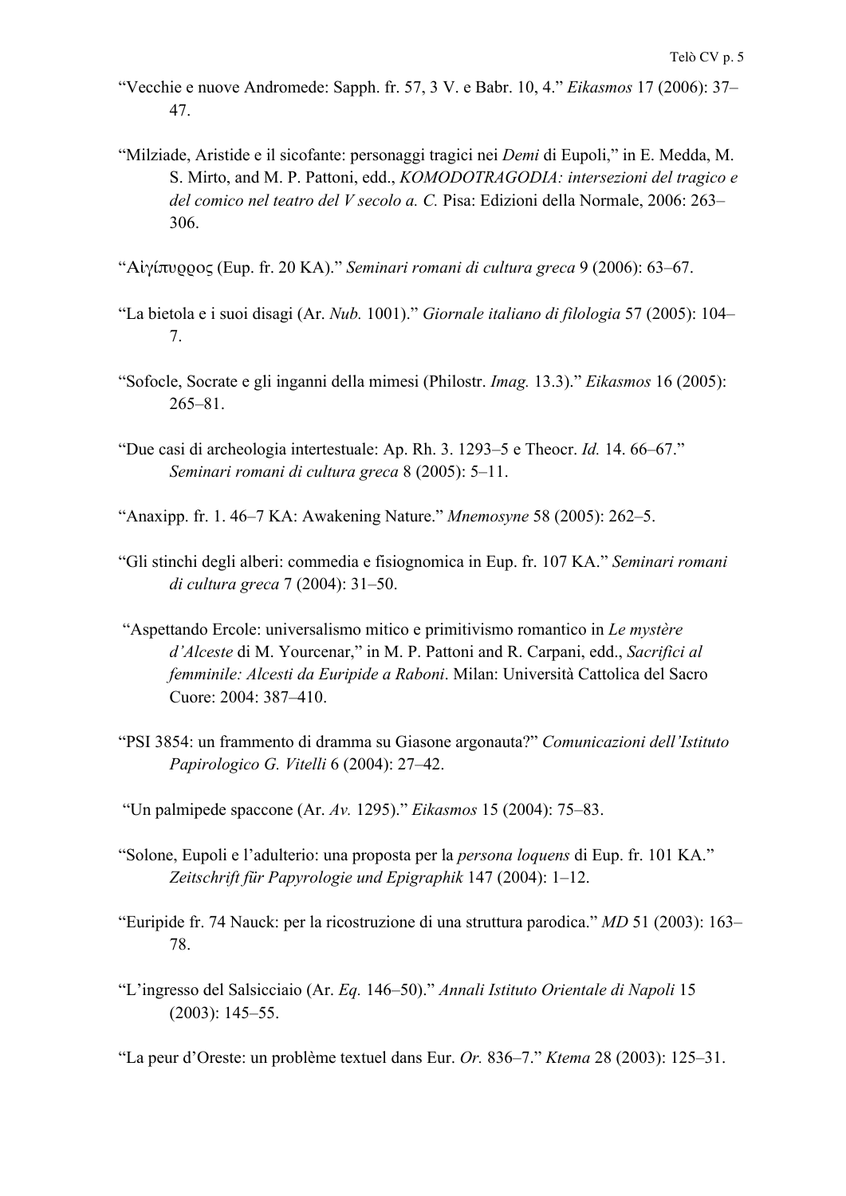"Vecchie e nuove Andromede: Sapph. fr. 57, 3 V. e Babr. 10, 4." *Eikasmos* 17 (2006): 37–47.

"Milziade, Aristide e il sicofante: personaggi tragici nei *Demi* di Eupoli," in E. Medda, M. S. Mirto, and M. P. Pattoni, edd., *KOMODOTRAGODIA: intersezioni del tragico e del comico nel teatro del V secolo a. C.* Pisa: Edizioni della Normale, 2006: 263–306.

"Αἰγίπυρρος (Eup. fr. 20 KA)." *Seminari romani di cultura greca* 9 (2006): 63–67.

"La bietola e i suoi disagi (Ar. *Nub.* 1001)." *Giornale italiano di filologia* 57 (2005): 104–7.

"Sofocle, Socrate e gli inganni della mimesi (Philostr. *Imag.* 13.3)." *Eikasmos* 16 (2005): 265–81.

"Due casi di archeologia intertestuale: Ap. Rh. 3. 1293–5 e Theocr. *Id.* 14. 66–67." *Seminari romani di cultura greca* 8 (2005): 5–11.

"Anaxipp. fr. 1. 46–7 KA: Awakening Nature." *Mnemosyne* 58 (2005): 262–5.

"Gli stinchi degli alberi: commedia e fisiognomica in Eup. fr. 107 KA." *Seminari romani di cultura greca* 7 (2004): 31–50.

"Aspettando Ercole: universalismo mitico e primitivismo romantico in *Le mystère d'Alceste* di M. Yourcenar," in M. P. Pattoni and R. Carpani, edd., *Sacrifici al femminile: Alcesti da Euripide a Raboni*. Milan: Università Cattolica del Sacro Cuore: 2004: 387–410.

"PSI 3854: un frammento di dramma su Giasone argonauta?" *Comunicazioni dell'Istituto Papirologico G. Vitelli* 6 (2004): 27–42.

"Un palmipede spaccone (Ar. *Av.* 1295)." *Eikasmos* 15 (2004): 75–83.

"Solone, Eupoli e l'adulterio: una proposta per la *persona loquens* di Eup. fr. 101 KA." *Zeitschrift für Papyrologie und Epigraphik* 147 (2004): 1–12.

"Euripide fr. 74 Nauck: per la ricostruzione di una struttura parodica." *MD* 51 (2003): 163–78.

"L'ingresso del Salsicciaio (Ar. *Eq.* 146–50)." *Annali Istituto Orientale di Napoli* 15 (2003): 145–55.

"La peur d'Oreste: un problème textuel dans Eur. *Or.* 836–7." *Ktema* 28 (2003): 125–31.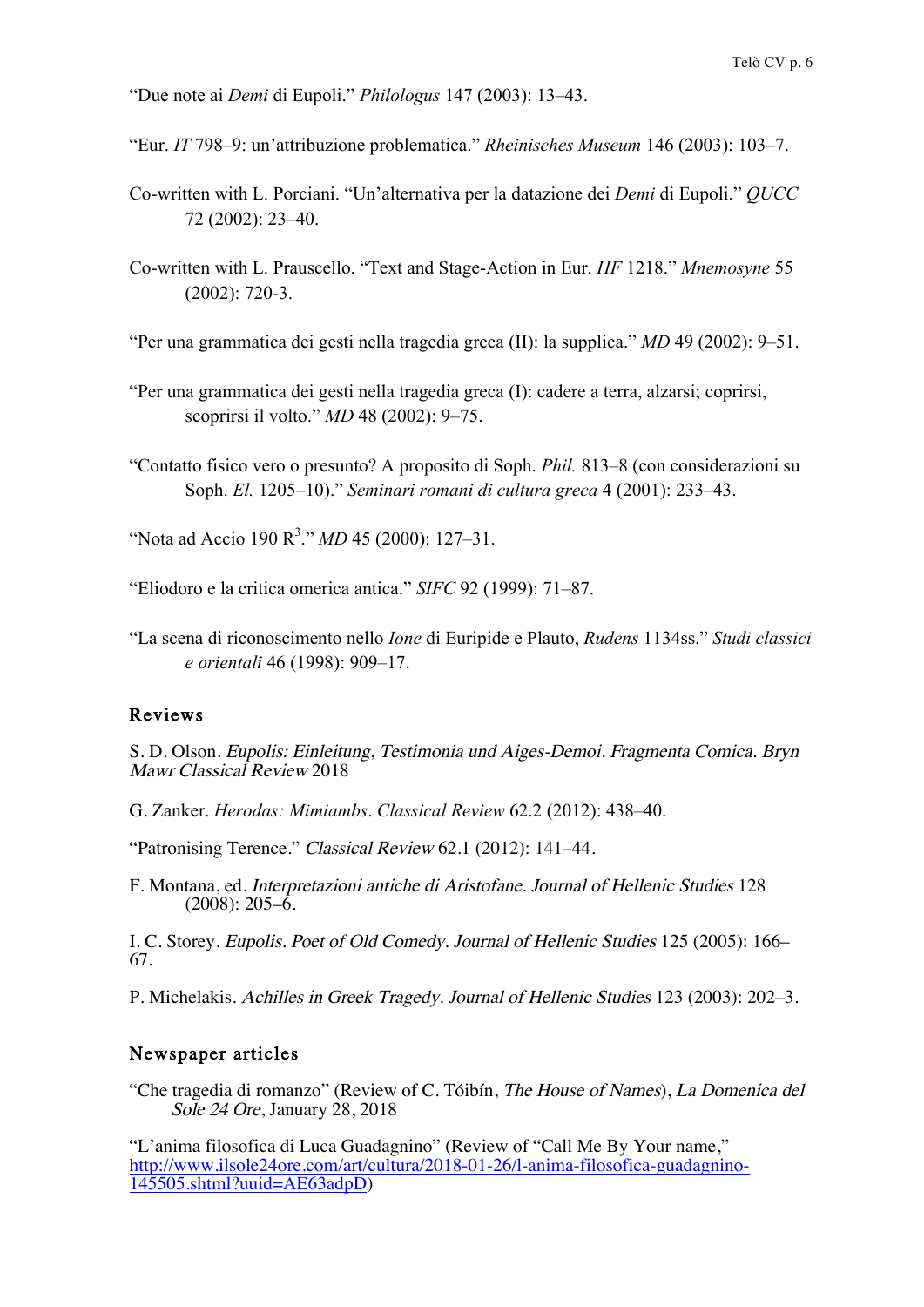"Due note ai *Demi* di Eupoli." *Philologus* 147 (2003): 13–43.

"Eur. *IT* 798–9: un'attribuzione problematica." *Rheinisches Museum* 146 (2003): 103–7.

Co-written with L. Porciani. "Un'alternativa per la datazione dei *Demi* di Eupoli." *QUCC* 72 (2002): 23–40.

Co-written with L. Prauscello. "Text and Stage-Action in Eur. *HF* 1218." *Mnemosyne* 55 (2002): 720-3.

"Per una grammatica dei gesti nella tragedia greca (II): la supplica." *MD* 49 (2002): 9–51.

"Per una grammatica dei gesti nella tragedia greca (I): cadere a terra, alzarsi; coprirsi, scoprirsi il volto." *MD* 48 (2002): 9–75.

"Contatto fisico vero o presunto? A proposito di Soph. *Phil.* 813–8 (con considerazioni su Soph. *El.* 1205–10)." *Seminari romani di cultura greca* 4 (2001): 233–43.

"Nota ad Accio 190 R$^3$." *MD* 45 (2000): 127–31.

"Eliodoro e la critica omerica antica." *SIFC* 92 (1999): 71–87.

"La scena di riconoscimento nello *Ione* di Euripide e Plauto, *Rudens* 1134ss." *Studi classici e orientali* 46 (1998): 909–17.

## Reviews

S. D. Olson. *Eupolis: Einleitung, Testimonia und Aiges-Demoi. Fragmenta Comica*. *Bryn Mawr Classical Review* 2018

G. Zanker. *Herodas: Mimiambs*. *Classical Review* 62.2 (2012): 438–40.

"Patronising Terence." *Classical Review* 62.1 (2012): 141–44.

F. Montana, ed. *Interpretazioni antiche di Aristofane*. *Journal of Hellenic Studies* 128 (2008): 205–6.

I. C. Storey. *Eupolis. Poet of Old Comedy*. *Journal of Hellenic Studies* 125 (2005): 166–67.

P. Michelakis. *Achilles in Greek Tragedy*. *Journal of Hellenic Studies* 123 (2003): 202–3.

## Newspaper articles

"Che tragedia di romanzo" (Review of C. Tóibín, *The House of Names*), *La Domenica del Sole 24 Ore*, January 28, 2018

"L'anima filosofica di Luca Guadagnino" (Review of "Call Me By Your name," http://www.ilsole24ore.com/art/cultura/2018-01-26/l-anima-filosofica-guadagnino-145505.shtml?uuid=AE63adpD)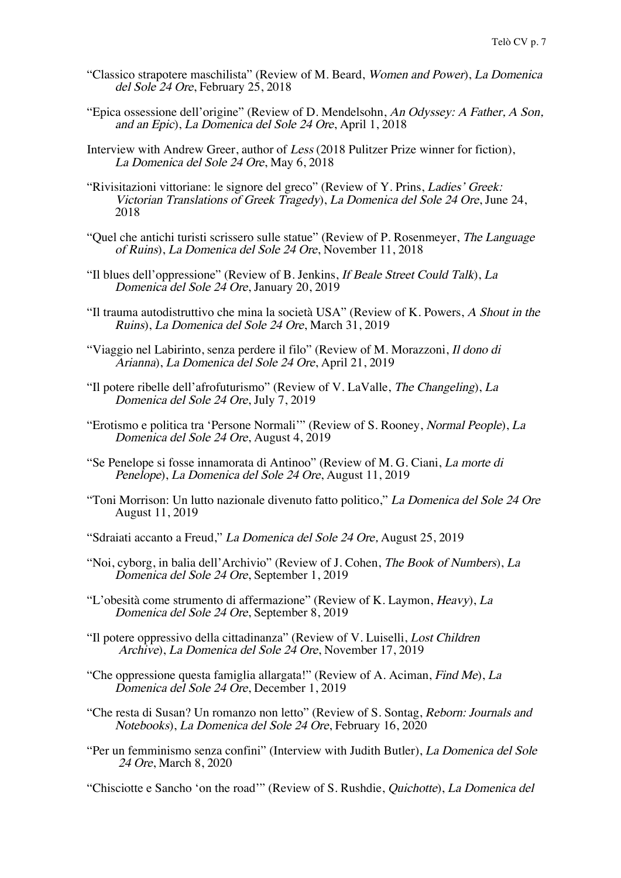"Classico strapotere maschilista" (Review of M. Beard, *Women and Power*), *La Domenica del Sole 24 Ore*, February 25, 2018

"Epica ossessione dell'origine" (Review of D. Mendelsohn, *An Odyssey: A Father, A Son, and an Epic*), *La Domenica del Sole 24 Ore*, April 1, 2018

Interview with Andrew Greer, author of *Less* (2018 Pulitzer Prize winner for fiction), *La Domenica del Sole 24 Ore*, May 6, 2018

"Rivisitazioni vittoriane: le signore del greco" (Review of Y. Prins, *Ladies' Greek: Victorian Translations of Greek Tragedy*), *La Domenica del Sole 24 Ore*, June 24, 2018

"Quel che antichi turisti scrissero sulle statue" (Review of P. Rosenmeyer, *The Language of Ruins*), *La Domenica del Sole 24 Ore*, November 11, 2018

"Il blues dell'oppressione" (Review of B. Jenkins, *If Beale Street Could Talk*), *La Domenica del Sole 24 Ore*, January 20, 2019

"Il trauma autodistruttivo che mina la società USA" (Review of K. Powers, *A Shout in the Ruins*), *La Domenica del Sole 24 Ore*, March 31, 2019

"Viaggio nel Labirinto, senza perdere il filo" (Review of M. Morazzoni, *Il dono di Arianna*), *La Domenica del Sole 24 Ore*, April 21, 2019

"Il potere ribelle dell'afrofuturismo" (Review of V. LaValle, *The Changeling*), *La Domenica del Sole 24 Ore*, July 7, 2019

"Erotismo e politica tra 'Persone Normali'" (Review of S. Rooney, *Normal People*), *La Domenica del Sole 24 Ore*, August 4, 2019

"Se Penelope si fosse innamorata di Antinoo" (Review of M. G. Ciani, *La morte di Penelope*), *La Domenica del Sole 24 Ore*, August 11, 2019

"Toni Morrison: Un lutto nazionale divenuto fatto politico," *La Domenica del Sole 24 Ore* August 11, 2019

"Sdraiati accanto a Freud," *La Domenica del Sole 24 Ore*, August 25, 2019

"Noi, cyborg, in balia dell'Archivio" (Review of J. Cohen, *The Book of Numbers*), *La Domenica del Sole 24 Ore*, September 1, 2019

"L'obesità come strumento di affermazione" (Review of K. Laymon, *Heavy*), *La Domenica del Sole 24 Ore*, September 8, 2019

"Il potere oppressivo della cittadinanza" (Review of V. Luiselli, *Lost Children Archive*), *La Domenica del Sole 24 Ore*, November 17, 2019

"Che oppressione questa famiglia allargata!" (Review of A. Aciman, *Find Me*), *La Domenica del Sole 24 Ore*, December 1, 2019

"Che resta di Susan? Un romanzo non letto" (Review of S. Sontag, *Reborn: Journals and Notebooks*), *La Domenica del Sole 24 Ore*, February 16, 2020

"Per un femminismo senza confini" (Interview with Judith Butler), *La Domenica del Sole 24 Ore*, March 8, 2020

"Chisciotte e Sancho 'on the road'" (Review of S. Rushdie, *Quichotte*), *La Domenica del*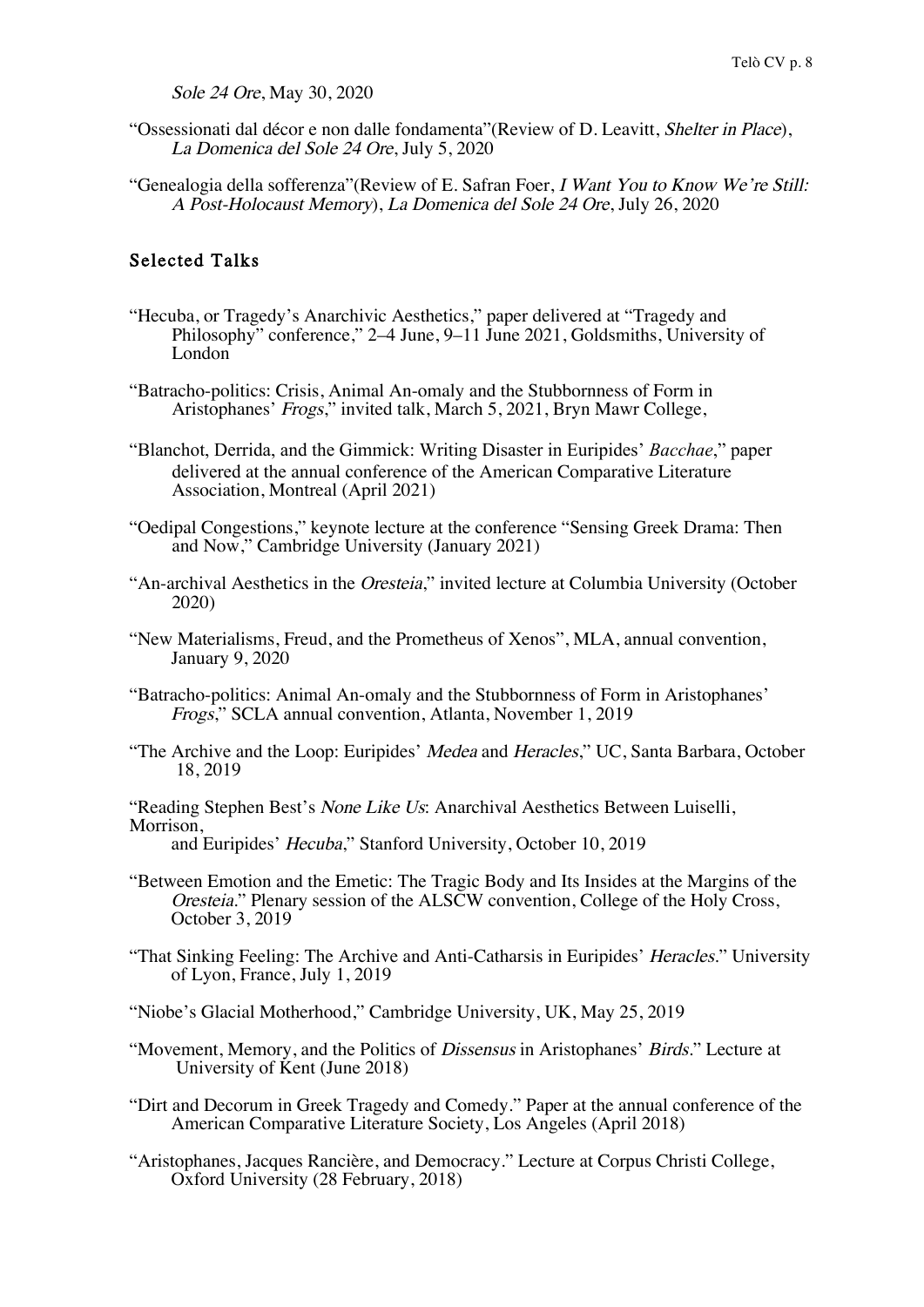*Sole 24 Ore*, May 30, 2020

"Ossessionati dal décor e non dalle fondamenta"(Review of D. Leavitt, *Shelter in Place*), *La Domenica del Sole 24 Ore*, July 5, 2020

"Genealogia della sofferenza"(Review of E. Safran Foer, *I Want You to Know We're Still: A Post-Holocaust Memory*), *La Domenica del Sole 24 Ore*, July 26, 2020

## Selected Talks

"Hecuba, or Tragedy's Anarchivic Aesthetics," paper delivered at "Tragedy and Philosophy" conference," 2–4 June, 9–11 June 2021, Goldsmiths, University of London

"Batracho-politics: Crisis, Animal An-omaly and the Stubbornness of Form in Aristophanes' *Frogs*," invited talk, March 5, 2021, Bryn Mawr College,

"Blanchot, Derrida, and the Gimmick: Writing Disaster in Euripides' *Bacchae*," paper delivered at the annual conference of the American Comparative Literature Association, Montreal (April 2021)

"Oedipal Congestions," keynote lecture at the conference "Sensing Greek Drama: Then and Now," Cambridge University (January 2021)

"An-archival Aesthetics in the *Oresteia*," invited lecture at Columbia University (October 2020)

"New Materialisms, Freud, and the Prometheus of Xenos", MLA, annual convention, January 9, 2020

"Batracho-politics: Animal An-omaly and the Stubbornness of Form in Aristophanes' *Frogs*," SCLA annual convention, Atlanta, November 1, 2019

"The Archive and the Loop: Euripides' *Medea* and *Heracles*," UC, Santa Barbara, October 18, 2019

"Reading Stephen Best's *None Like Us*: Anarchival Aesthetics Between Luiselli, Morrison, and Euripides' *Hecuba*," Stanford University, October 10, 2019

"Between Emotion and the Emetic: The Tragic Body and Its Insides at the Margins of the *Oresteia*." Plenary session of the ALSCW convention, College of the Holy Cross, October 3, 2019

"That Sinking Feeling: The Archive and Anti-Catharsis in Euripides' *Heracles*." University of Lyon, France, July 1, 2019

"Niobe's Glacial Motherhood," Cambridge University, UK, May 25, 2019

"Movement, Memory, and the Politics of *Dissensus* in Aristophanes' *Birds*." Lecture at University of Kent (June 2018)

"Dirt and Decorum in Greek Tragedy and Comedy." Paper at the annual conference of the American Comparative Literature Society, Los Angeles (April 2018)

"Aristophanes, Jacques Rancière, and Democracy." Lecture at Corpus Christi College, Oxford University (28 February, 2018)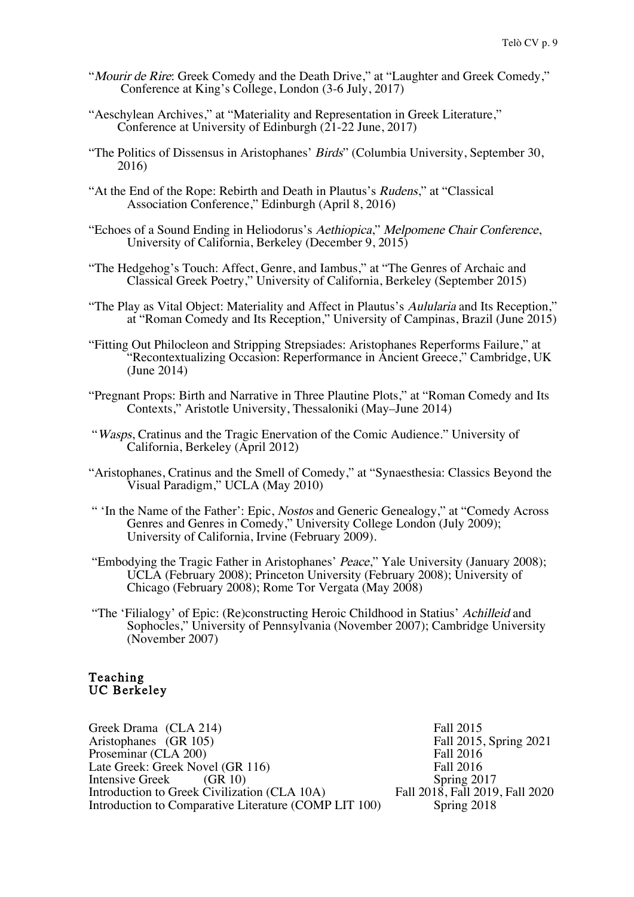"*Mourir de Rire*: Greek Comedy and the Death Drive," at "Laughter and Greek Comedy," Conference at King's College, London (3-6 July, 2017)

"Aeschylean Archives," at "Materiality and Representation in Greek Literature," Conference at University of Edinburgh (21-22 June, 2017)

"The Politics of Dissensus in Aristophanes' *Birds*" (Columbia University, September 30, 2016)

"At the End of the Rope: Rebirth and Death in Plautus's *Rudens*," at "Classical Association Conference," Edinburgh (April 8, 2016)

"Echoes of a Sound Ending in Heliodorus's *Aethiopica*," *Melpomene Chair Conference*, University of California, Berkeley (December 9, 2015)

"The Hedgehog's Touch: Affect, Genre, and Iambus," at "The Genres of Archaic and Classical Greek Poetry," University of California, Berkeley (September 2015)

"The Play as Vital Object: Materiality and Affect in Plautus's *Aulularia* and Its Reception," at "Roman Comedy and Its Reception," University of Campinas, Brazil (June 2015)

"Fitting Out Philocleon and Stripping Strepsiades: Aristophanes Reperforms Failure," at "Recontextualizing Occasion: Reperformance in Ancient Greece," Cambridge, UK (June 2014)

"Pregnant Props: Birth and Narrative in Three Plautine Plots," at "Roman Comedy and Its Contexts," Aristotle University, Thessaloniki (May–June 2014)

"*Wasps*, Cratinus and the Tragic Enervation of the Comic Audience." University of California, Berkeley (April 2012)

"Aristophanes, Cratinus and the Smell of Comedy," at "Synaesthesia: Classics Beyond the Visual Paradigm," UCLA (May 2010)

" 'In the Name of the Father': Epic, *Nostos* and Generic Genealogy," at "Comedy Across Genres and Genres in Comedy," University College London (July 2009); University of California, Irvine (February 2009).

"Embodying the Tragic Father in Aristophanes' *Peace*," Yale University (January 2008); UCLA (February 2008); Princeton University (February 2008); University of Chicago (February 2008); Rome Tor Vergata (May 2008)

"The 'Filialogy' of Epic: (Re)constructing Heroic Childhood in Statius' *Achilleid* and Sophocles," University of Pennsylvania (November 2007); Cambridge University (November 2007)

## Teaching
### UC Berkeley

| | |
|---|---|
| Greek Drama (CLA 214) | Fall 2015 |
| Aristophanes (GR 105) | Fall 2015, Spring 2021 |
| Proseminar (CLA 200) | Fall 2016 |
| Late Greek: Greek Novel (GR 116) | Fall 2016 |
| Intensive Greek (GR 10) | Spring 2017 |
| Introduction to Greek Civilization (CLA 10A) | Fall 2018, Fall 2019, Fall 2020 |
| Introduction to Comparative Literature (COMP LIT 100) | Spring 2018 |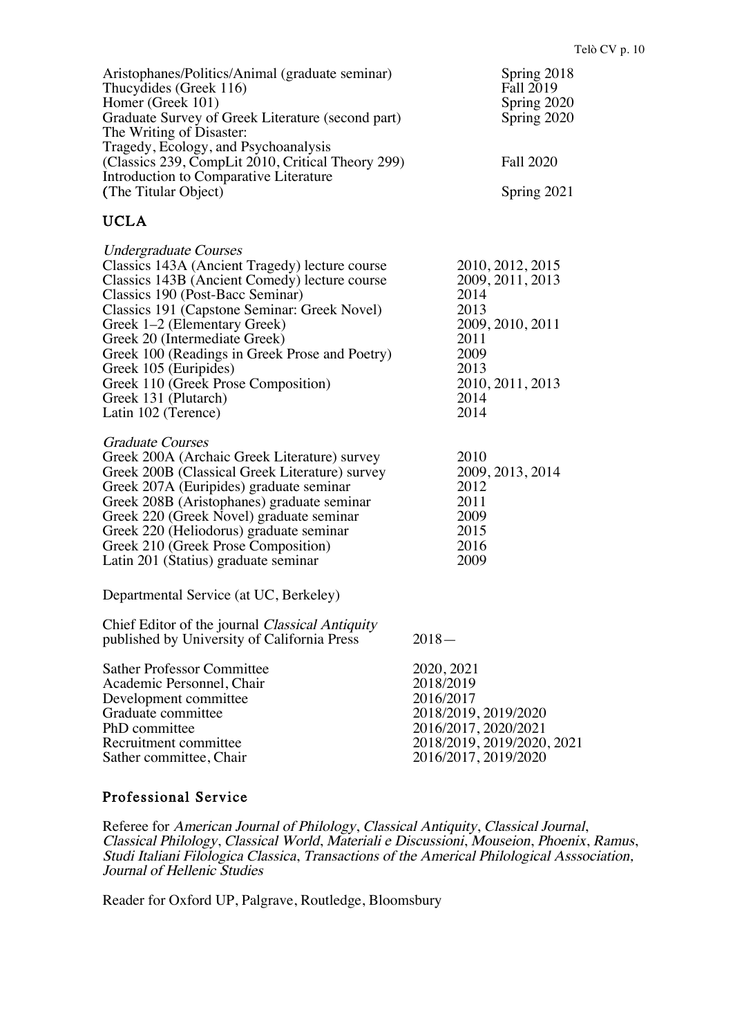| | |
|---|---|
| Aristophanes/Politics/Animal (graduate seminar) | Spring 2018 |
| Thucydides (Greek 116) | Fall 2019 |
| Homer (Greek 101) | Spring 2020 |
| Graduate Survey of Greek Literature (second part) | Spring 2020 |
| The Writing of Disaster: Tragedy, Ecology, and Psychoanalysis (Classics 239, CompLit 2010, Critical Theory 299) | Fall 2020 |
| Introduction to Comparative Literature (The Titular Object) | Spring 2021 |

## UCLA

*Undergraduate Courses*

| | |
|---|---|
| Classics 143A (Ancient Tragedy) lecture course | 2010, 2012, 2015 |
| Classics 143B (Ancient Comedy) lecture course | 2009, 2011, 2013 |
| Classics 190 (Post-Bacc Seminar) | 2014 |
| Classics 191 (Capstone Seminar: Greek Novel) | 2013 |
| Greek 1–2 (Elementary Greek) | 2009, 2010, 2011 |
| Greek 20 (Intermediate Greek) | 2011 |
| Greek 100 (Readings in Greek Prose and Poetry) | 2009 |
| Greek 105 (Euripides) | 2013 |
| Greek 110 (Greek Prose Composition) | 2010, 2011, 2013 |
| Greek 131 (Plutarch) | 2014 |
| Latin 102 (Terence) | 2014 |

*Graduate Courses*

| | |
|---|---|
| Greek 200A (Archaic Greek Literature) survey | 2010 |
| Greek 200B (Classical Greek Literature) survey | 2009, 2013, 2014 |
| Greek 207A (Euripides) graduate seminar | 2012 |
| Greek 208B (Aristophanes) graduate seminar | 2011 |
| Greek 220 (Greek Novel) graduate seminar | 2009 |
| Greek 220 (Heliodorus) graduate seminar | 2015 |
| Greek 210 (Greek Prose Composition) | 2016 |
| Latin 201 (Statius) graduate seminar | 2009 |

Departmental Service (at UC, Berkeley)

| | |
|---|---|
| Chief Editor of the journal *Classical Antiquity* published by University of California Press | 2018— |

| | |
|---|---|
| Sather Professor Committee | 2020, 2021 |
| Academic Personnel, Chair | 2018/2019 |
| Development committee | 2016/2017 |
| Graduate committee | 2018/2019, 2019/2020 |
| PhD committee | 2016/2017, 2020/2021 |
| Recruitment committee | 2018/2019, 2019/2020, 2021 |
| Sather committee, Chair | 2016/2017, 2019/2020 |

## Professional Service

Referee for *American Journal of Philology*, *Classical Antiquity*, *Classical Journal*, *Classical Philology*, *Classical World*, *Materiali e Discussioni*, *Mouseion*, *Phoenix*, *Ramus*, *Studi Italiani Filologica Classica*, *Transactions of the Americal Philological Asssociation*, *Journal of Hellenic Studies*

Reader for Oxford UP, Palgrave, Routledge, Bloomsbury